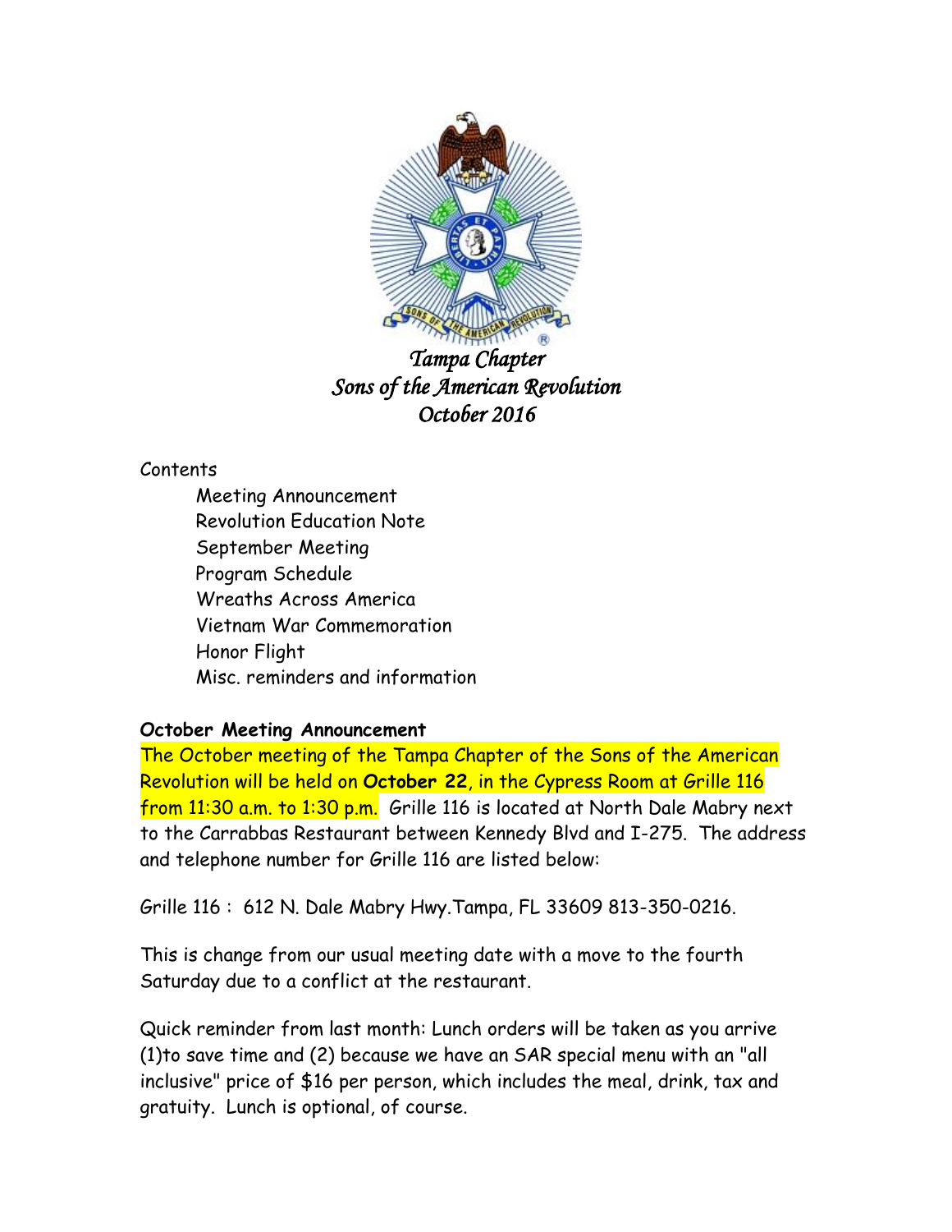*Tampa Chapter*
*Sons of the American Revolution*
*October 2016*

Contents

- Meeting Announcement
- Revolution Education Note
- September Meeting
- Program Schedule
- Wreaths Across America
- Vietnam War Commemoration
- Honor Flight
- Misc. reminders and information

**October Meeting Announcement**

The October meeting of the Tampa Chapter of the Sons of the American Revolution will be held on **October 22**, in the Cypress Room at Grille 116 from 11:30 a.m. to 1:30 p.m. Grille 116 is located at North Dale Mabry next to the Carrabbas Restaurant between Kennedy Blvd and I-275. The address and telephone number for Grille 116 are listed below:

Grille 116 : 612 N. Dale Mabry Hwy.Tampa, FL 33609 813-350-0216.

This is change from our usual meeting date with a move to the fourth Saturday due to a conflict at the restaurant.

Quick reminder from last month: Lunch orders will be taken as you arrive (1)to save time and (2) because we have an SAR special menu with an "all inclusive" price of $16 per person, which includes the meal, drink, tax and gratuity. Lunch is optional, of course.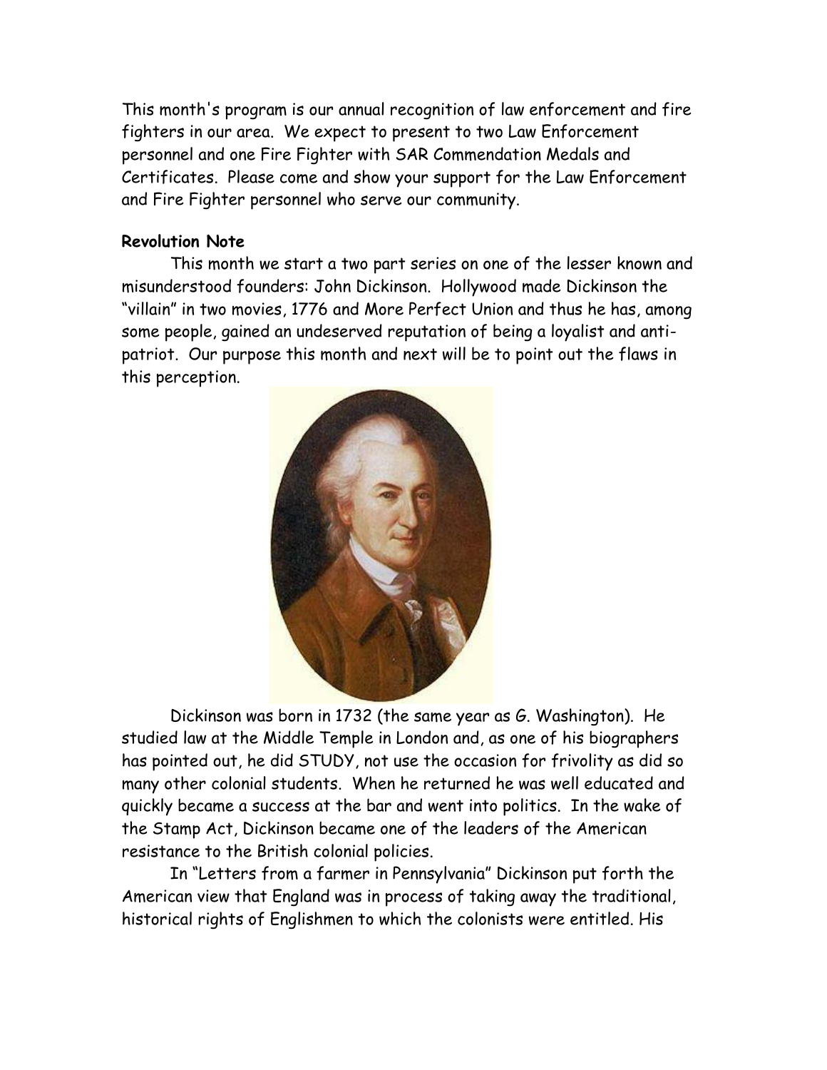This month's program is our annual recognition of law enforcement and fire fighters in our area. We expect to present to two Law Enforcement personnel and one Fire Fighter with SAR Commendation Medals and Certificates. Please come and show your support for the Law Enforcement and Fire Fighter personnel who serve our community.

**Revolution Note**

This month we start a two part series on one of the lesser known and misunderstood founders: John Dickinson. Hollywood made Dickinson the "villain" in two movies, 1776 and More Perfect Union and thus he has, among some people, gained an undeserved reputation of being a loyalist and anti-patriot. Our purpose this month and next will be to point out the flaws in this perception.

Dickinson was born in 1732 (the same year as G. Washington). He studied law at the Middle Temple in London and, as one of his biographers has pointed out, he did STUDY, not use the occasion for frivolity as did so many other colonial students. When he returned he was well educated and quickly became a success at the bar and went into politics. In the wake of the Stamp Act, Dickinson became one of the leaders of the American resistance to the British colonial policies.

In "Letters from a farmer in Pennsylvania" Dickinson put forth the American view that England was in process of taking away the traditional, historical rights of Englishmen to which the colonists were entitled. His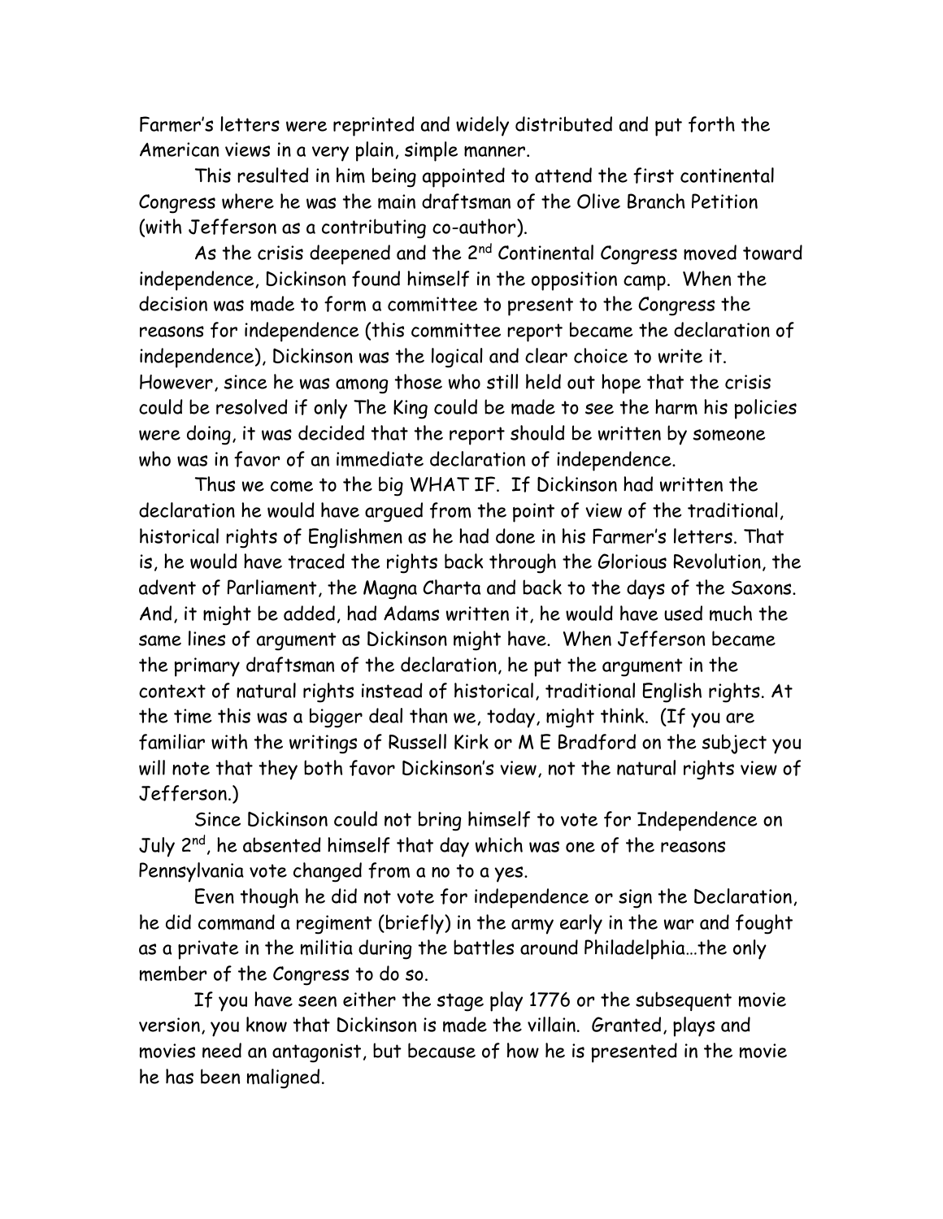Farmer's letters were reprinted and widely distributed and put forth the American views in a very plain, simple manner.

This resulted in him being appointed to attend the first continental Congress where he was the main draftsman of the Olive Branch Petition (with Jefferson as a contributing co-author).

As the crisis deepened and the 2nd Continental Congress moved toward independence, Dickinson found himself in the opposition camp. When the decision was made to form a committee to present to the Congress the reasons for independence (this committee report became the declaration of independence), Dickinson was the logical and clear choice to write it. However, since he was among those who still held out hope that the crisis could be resolved if only The King could be made to see the harm his policies were doing, it was decided that the report should be written by someone who was in favor of an immediate declaration of independence.

Thus we come to the big WHAT IF. If Dickinson had written the declaration he would have argued from the point of view of the traditional, historical rights of Englishmen as he had done in his Farmer's letters. That is, he would have traced the rights back through the Glorious Revolution, the advent of Parliament, the Magna Charta and back to the days of the Saxons. And, it might be added, had Adams written it, he would have used much the same lines of argument as Dickinson might have. When Jefferson became the primary draftsman of the declaration, he put the argument in the context of natural rights instead of historical, traditional English rights. At the time this was a bigger deal than we, today, might think. (If you are familiar with the writings of Russell Kirk or M E Bradford on the subject you will note that they both favor Dickinson's view, not the natural rights view of Jefferson.)

Since Dickinson could not bring himself to vote for Independence on July 2nd, he absented himself that day which was one of the reasons Pennsylvania vote changed from a no to a yes.

Even though he did not vote for independence or sign the Declaration, he did command a regiment (briefly) in the army early in the war and fought as a private in the militia during the battles around Philadelphia…the only member of the Congress to do so.

If you have seen either the stage play 1776 or the subsequent movie version, you know that Dickinson is made the villain. Granted, plays and movies need an antagonist, but because of how he is presented in the movie he has been maligned.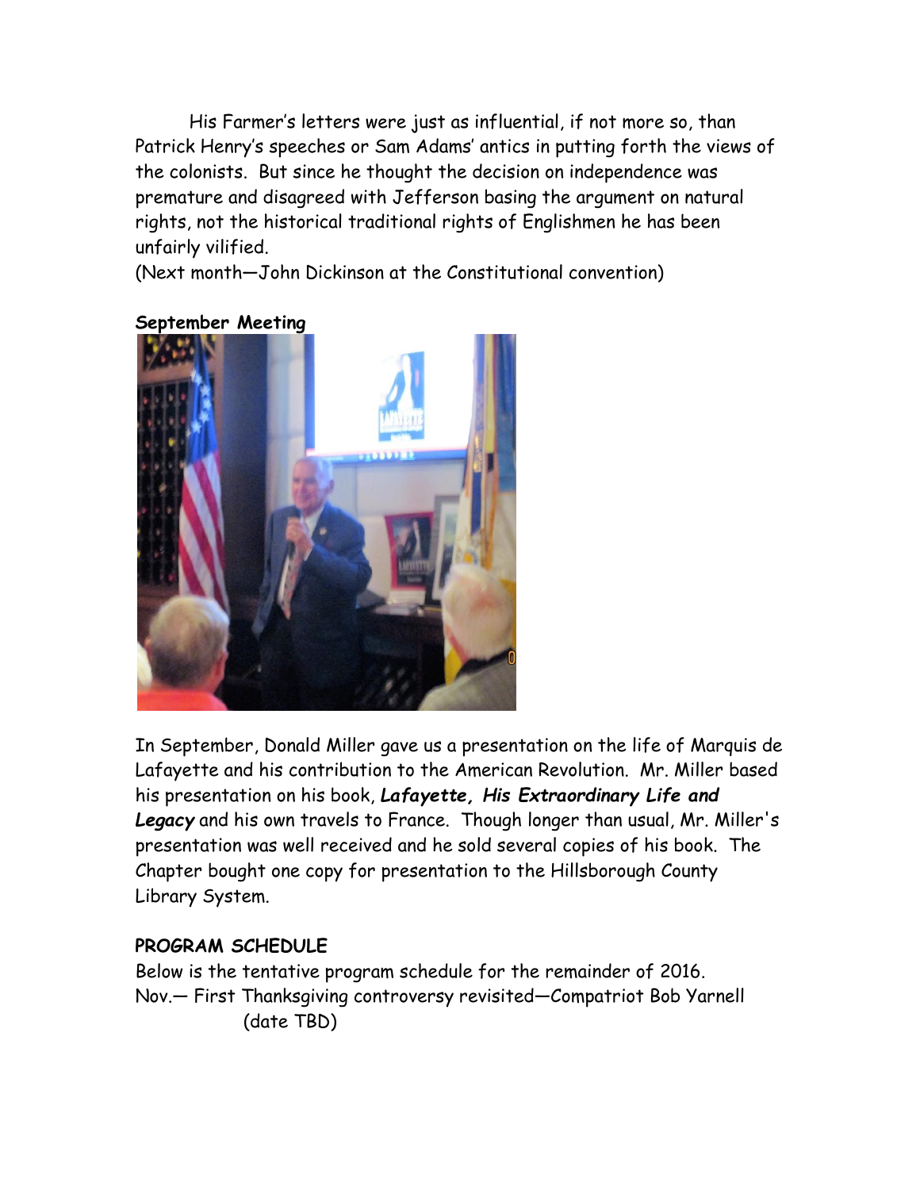His Farmer's letters were just as influential, if not more so, than Patrick Henry's speeches or Sam Adams' antics in putting forth the views of the colonists. But since he thought the decision on independence was premature and disagreed with Jefferson basing the argument on natural rights, not the historical traditional rights of Englishmen he has been unfairly vilified.

(Next month—John Dickinson at the Constitutional convention)

**September Meeting**

In September, Donald Miller gave us a presentation on the life of Marquis de Lafayette and his contribution to the American Revolution. Mr. Miller based his presentation on his book, ***Lafayette, His Extraordinary Life and Legacy*** and his own travels to France. Though longer than usual, Mr. Miller's presentation was well received and he sold several copies of his book. The Chapter bought one copy for presentation to the Hillsborough County Library System.

**PROGRAM SCHEDULE**

Below is the tentative program schedule for the remainder of 2016.

Nov.— First Thanksgiving controversy revisited—Compatriot Bob Yarnell (date TBD)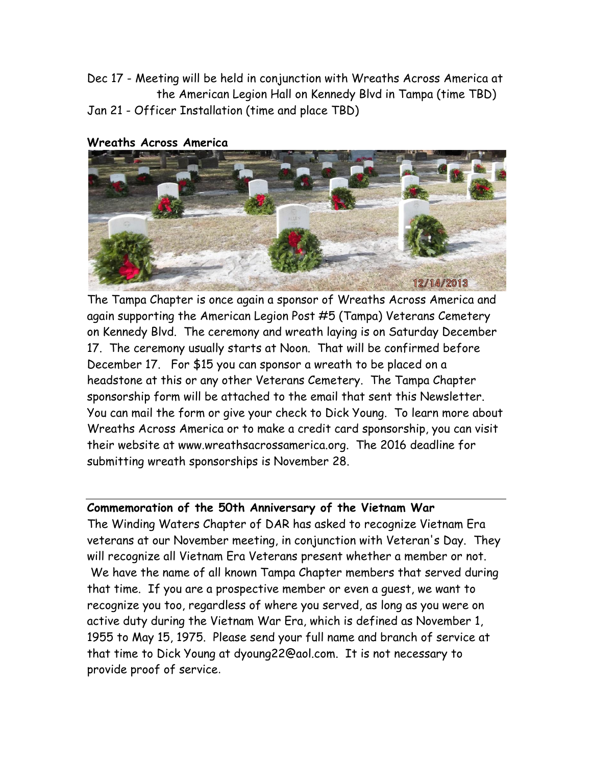Dec 17 - Meeting will be held in conjunction with Wreaths Across America at the American Legion Hall on Kennedy Blvd in Tampa (time TBD)
Jan 21 - Officer Installation (time and place TBD)

**Wreaths Across America**

The Tampa Chapter is once again a sponsor of Wreaths Across America and again supporting the American Legion Post #5 (Tampa) Veterans Cemetery on Kennedy Blvd. The ceremony and wreath laying is on Saturday December 17. The ceremony usually starts at Noon. That will be confirmed before December 17. For $15 you can sponsor a wreath to be placed on a headstone at this or any other Veterans Cemetery. The Tampa Chapter sponsorship form will be attached to the email that sent this Newsletter. You can mail the form or give your check to Dick Young. To learn more about Wreaths Across America or to make a credit card sponsorship, you can visit their website at www.wreathsacrossamerica.org. The 2016 deadline for submitting wreath sponsorships is November 28.

---

**Commemoration of the 50th Anniversary of the Vietnam War**

The Winding Waters Chapter of DAR has asked to recognize Vietnam Era veterans at our November meeting, in conjunction with Veteran's Day. They will recognize all Vietnam Era Veterans present whether a member or not. We have the name of all known Tampa Chapter members that served during that time. If you are a prospective member or even a guest, we want to recognize you too, regardless of where you served, as long as you were on active duty during the Vietnam War Era, which is defined as November 1, 1955 to May 15, 1975. Please send your full name and branch of service at that time to Dick Young at dyoung22@aol.com. It is not necessary to provide proof of service.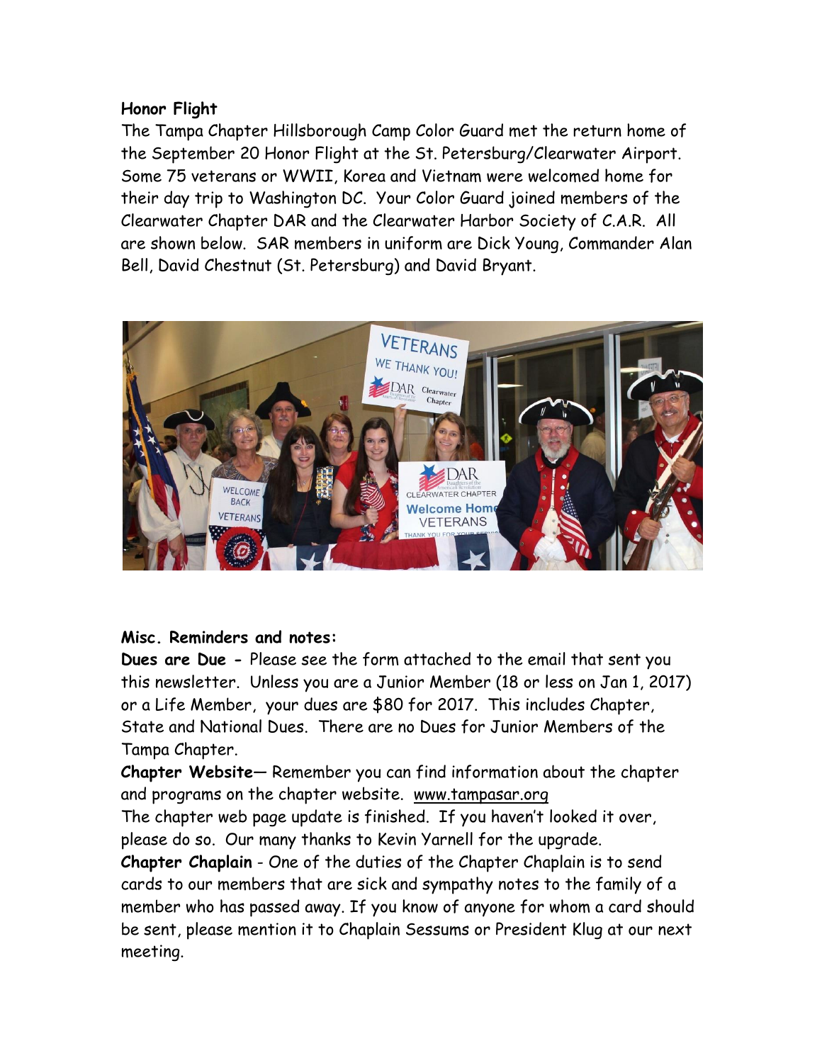**Honor Flight**

The Tampa Chapter Hillsborough Camp Color Guard met the return home of the September 20 Honor Flight at the St. Petersburg/Clearwater Airport. Some 75 veterans or WWII, Korea and Vietnam were welcomed home for their day trip to Washington DC. Your Color Guard joined members of the Clearwater Chapter DAR and the Clearwater Harbor Society of C.A.R. All are shown below. SAR members in uniform are Dick Young, Commander Alan Bell, David Chestnut (St. Petersburg) and David Bryant.

**Misc. Reminders and notes:**

**Dues are Due -** Please see the form attached to the email that sent you this newsletter. Unless you are a Junior Member (18 or less on Jan 1, 2017) or a Life Member, your dues are $80 for 2017. This includes Chapter, State and National Dues. There are no Dues for Junior Members of the Tampa Chapter.

***Chapter Website***— Remember you can find information about the chapter and programs on the chapter website. www.tampasar.org

The chapter web page update is finished. If you haven't looked it over, please do so. Our many thanks to Kevin Yarnell for the upgrade.

***Chapter Chaplain*** - One of the duties of the Chapter Chaplain is to send cards to our members that are sick and sympathy notes to the family of a member who has passed away. If you know of anyone for whom a card should be sent, please mention it to Chaplain Sessums or President Klug at our next meeting.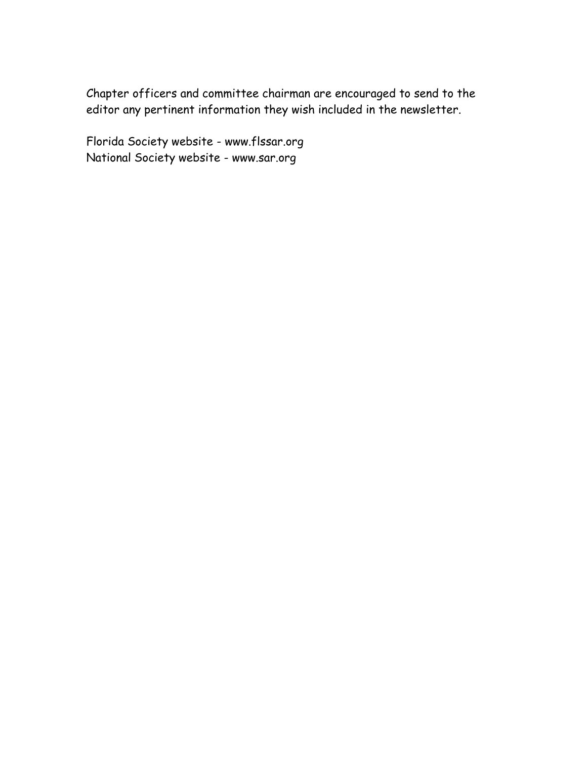Chapter officers and committee chairman are encouraged to send to the editor any pertinent information they wish included in the newsletter.

Florida Society website - www.flssar.org
National Society website - www.sar.org